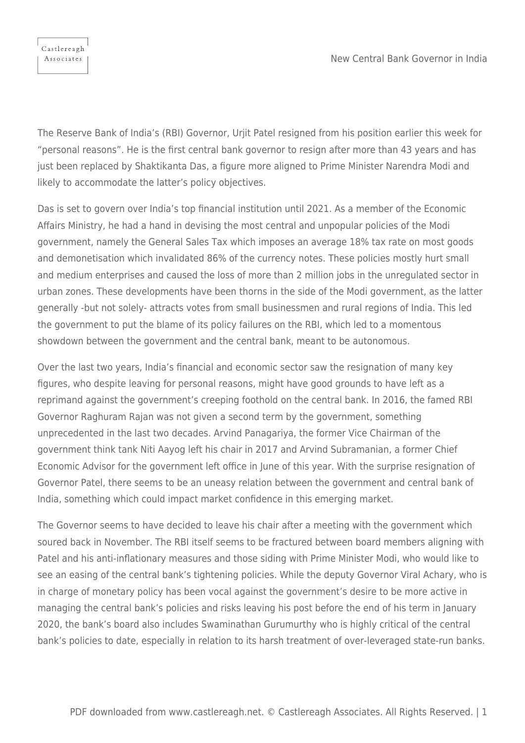The Reserve Bank of India's (RBI) Governor, Urjit Patel resigned from his position earlier this week for "personal reasons". He is the first central bank governor to resign after more than 43 years and has just been replaced by Shaktikanta Das, a figure more aligned to Prime Minister Narendra Modi and likely to accommodate the latter's policy objectives.

Das is set to govern over India's top financial institution until 2021. As a member of the Economic Affairs Ministry, he had a hand in devising the most central and unpopular policies of the Modi government, namely the General Sales Tax which imposes an average 18% tax rate on most goods and demonetisation which invalidated 86% of the currency notes. These policies mostly hurt small and medium enterprises and caused the loss of more than 2 million jobs in the unregulated sector in urban zones. These developments have been thorns in the side of the Modi government, as the latter generally -but not solely- attracts votes from small businessmen and rural regions of India. This led the government to put the blame of its policy failures on the RBI, which led to a momentous showdown between the government and the central bank, meant to be autonomous.

Over the last two years, India's financial and economic sector saw the resignation of many key figures, who despite leaving for personal reasons, might have good grounds to have left as a reprimand against the government's creeping foothold on the central bank. In 2016, the famed RBI Governor Raghuram Rajan was not given a second term by the government, something unprecedented in the last two decades. Arvind Panagariya, the former Vice Chairman of the government think tank Niti Aayog left his chair in 2017 and Arvind Subramanian, a former Chief Economic Advisor for the government left office in June of this year. With the surprise resignation of Governor Patel, there seems to be an uneasy relation between the government and central bank of India, something which could impact market confidence in this emerging market.

The Governor seems to have decided to leave his chair after a meeting with the government which soured back in November. The RBI itself seems to be fractured between board members aligning with Patel and his anti-inflationary measures and those siding with Prime Minister Modi, who would like to see an easing of the central bank's tightening policies. While the deputy Governor Viral Achary, who is in charge of monetary policy has been vocal against the government's desire to be more active in managing the central bank's policies and risks leaving his post before the end of his term in January 2020, the bank's board also includes Swaminathan Gurumurthy who is highly critical of the central bank's policies to date, especially in relation to its harsh treatment of over-leveraged state-run banks.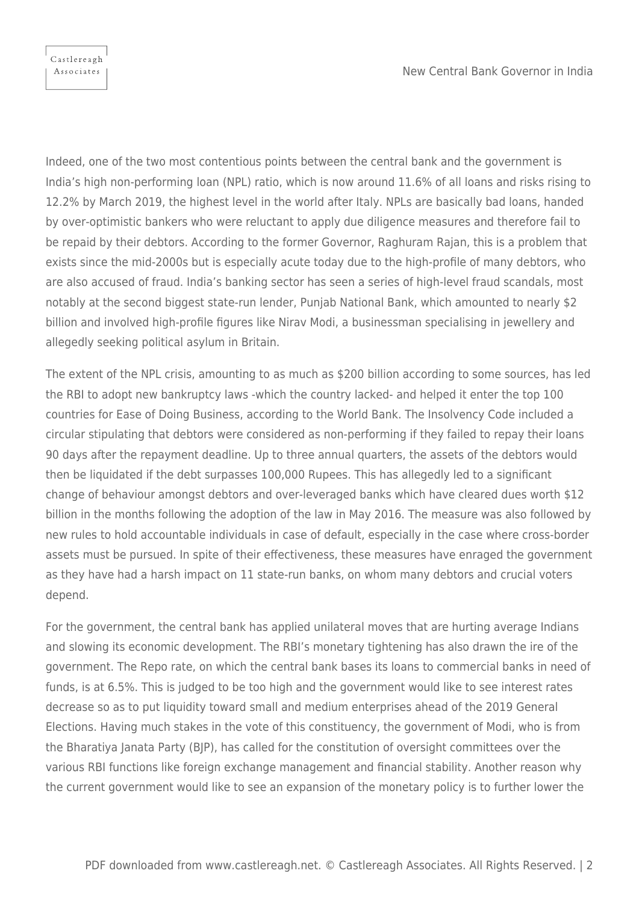Indeed, one of the two most contentious points between the central bank and the government is India's high non-performing loan (NPL) ratio, which is now around 11.6% of all loans and risks rising to 12.2% by March 2019, the highest level in the world after Italy. NPLs are basically bad loans, handed by over-optimistic bankers who were reluctant to apply due diligence measures and therefore fail to be repaid by their debtors. According to the former Governor, Raghuram Rajan, this is a problem that exists since the mid-2000s but is especially acute today due to the high-profile of many debtors, who are also accused of fraud. India's banking sector has seen a series of high-level fraud scandals, most notably at the second biggest state-run lender, Punjab National Bank, which amounted to nearly $2 billion and involved high-profile figures like Nirav Modi, a businessman specialising in jewellery and allegedly seeking political asylum in Britain.

The extent of the NPL crisis, amounting to as much as $200 billion according to some sources, has led the RBI to adopt new bankruptcy laws -which the country lacked- and helped it enter the top 100 countries for Ease of Doing Business, according to the World Bank. The Insolvency Code included a circular stipulating that debtors were considered as non-performing if they failed to repay their loans 90 days after the repayment deadline. Up to three annual quarters, the assets of the debtors would then be liquidated if the debt surpasses 100,000 Rupees. This has allegedly led to a significant change of behaviour amongst debtors and over-leveraged banks which have cleared dues worth $12 billion in the months following the adoption of the law in May 2016. The measure was also followed by new rules to hold accountable individuals in case of default, especially in the case where cross-border assets must be pursued. In spite of their effectiveness, these measures have enraged the government as they have had a harsh impact on 11 state-run banks, on whom many debtors and crucial voters depend.

For the government, the central bank has applied unilateral moves that are hurting average Indians and slowing its economic development. The RBI's monetary tightening has also drawn the ire of the government. The Repo rate, on which the central bank bases its loans to commercial banks in need of funds, is at 6.5%. This is judged to be too high and the government would like to see interest rates decrease so as to put liquidity toward small and medium enterprises ahead of the 2019 General Elections. Having much stakes in the vote of this constituency, the government of Modi, who is from the Bharatiya Janata Party (BJP), has called for the constitution of oversight committees over the various RBI functions like foreign exchange management and financial stability. Another reason why the current government would like to see an expansion of the monetary policy is to further lower the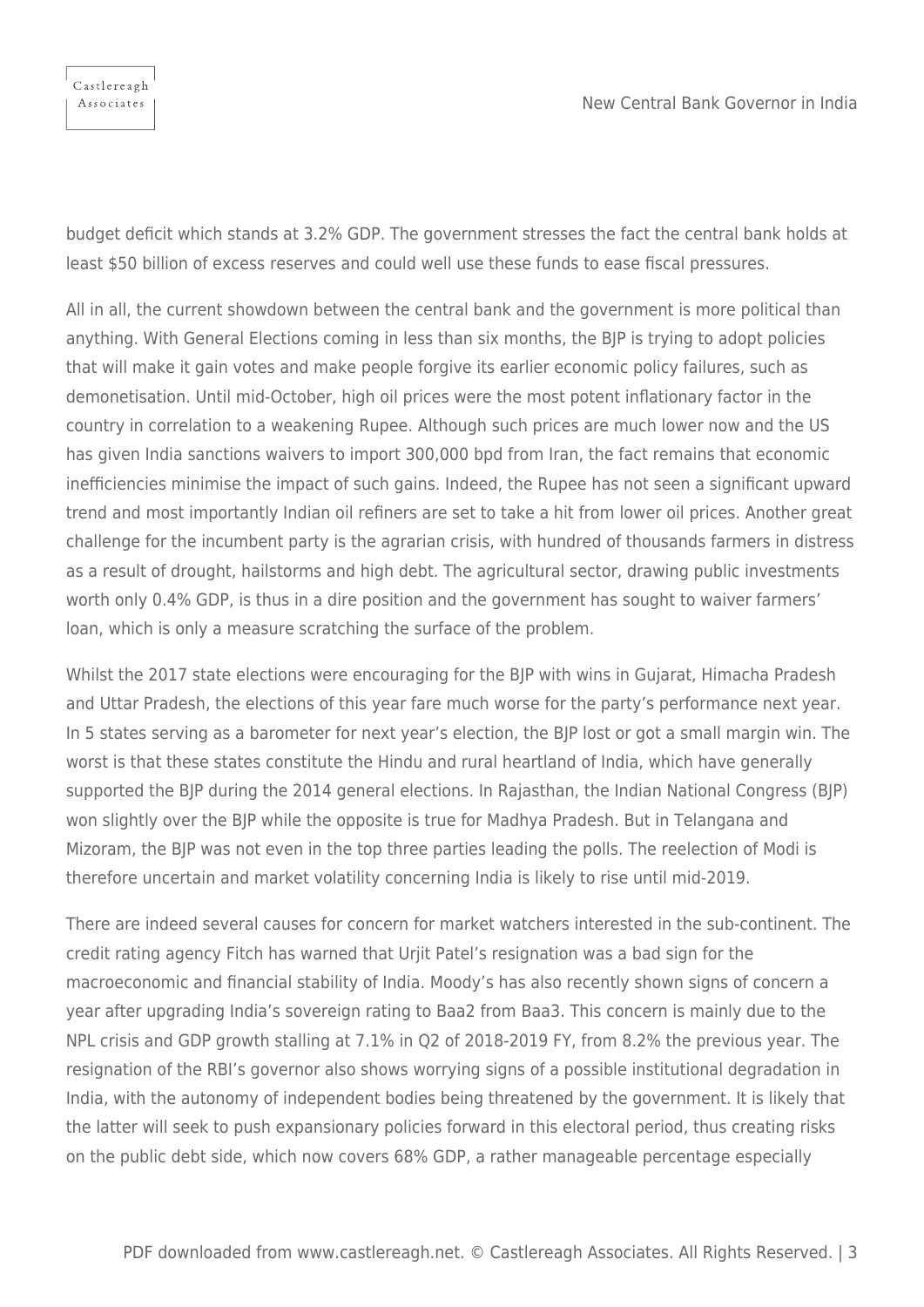budget deficit which stands at 3.2% GDP. The government stresses the fact the central bank holds at least $50 billion of excess reserves and could well use these funds to ease fiscal pressures.

All in all, the current showdown between the central bank and the government is more political than anything. With General Elections coming in less than six months, the BJP is trying to adopt policies that will make it gain votes and make people forgive its earlier economic policy failures, such as demonetisation. Until mid-October, high oil prices were the most potent inflationary factor in the country in correlation to a weakening Rupee. Although such prices are much lower now and the US has given India sanctions waivers to import 300,000 bpd from Iran, the fact remains that economic inefficiencies minimise the impact of such gains. Indeed, the Rupee has not seen a significant upward trend and most importantly Indian oil refiners are set to take a hit from lower oil prices. Another great challenge for the incumbent party is the agrarian crisis, with hundred of thousands farmers in distress as a result of drought, hailstorms and high debt. The agricultural sector, drawing public investments worth only 0.4% GDP, is thus in a dire position and the government has sought to waiver farmers' loan, which is only a measure scratching the surface of the problem.

Whilst the 2017 state elections were encouraging for the BJP with wins in Gujarat, Himacha Pradesh and Uttar Pradesh, the elections of this year fare much worse for the party's performance next year. In 5 states serving as a barometer for next year's election, the BJP lost or got a small margin win. The worst is that these states constitute the Hindu and rural heartland of India, which have generally supported the BJP during the 2014 general elections. In Rajasthan, the Indian National Congress (BJP) won slightly over the BJP while the opposite is true for Madhya Pradesh. But in Telangana and Mizoram, the BJP was not even in the top three parties leading the polls. The reelection of Modi is therefore uncertain and market volatility concerning India is likely to rise until mid-2019.

There are indeed several causes for concern for market watchers interested in the sub-continent. The credit rating agency Fitch has warned that Urjit Patel's resignation was a bad sign for the macroeconomic and financial stability of India. Moody's has also recently shown signs of concern a year after upgrading India's sovereign rating to Baa2 from Baa3. This concern is mainly due to the NPL crisis and GDP growth stalling at 7.1% in Q2 of 2018-2019 FY, from 8.2% the previous year. The resignation of the RBI's governor also shows worrying signs of a possible institutional degradation in India, with the autonomy of independent bodies being threatened by the government. It is likely that the latter will seek to push expansionary policies forward in this electoral period, thus creating risks on the public debt side, which now covers 68% GDP, a rather manageable percentage especially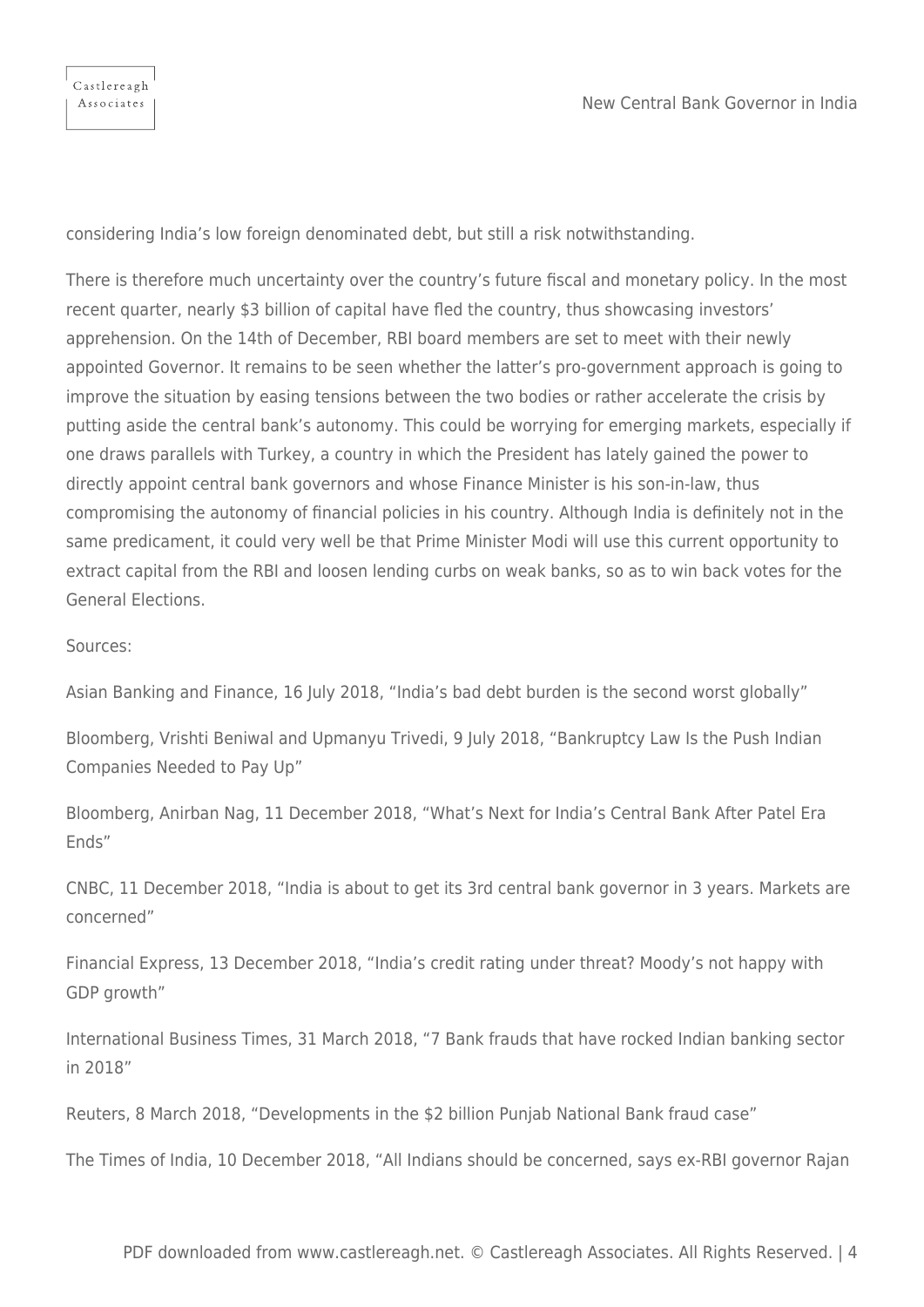considering India's low foreign denominated debt, but still a risk notwithstanding.

There is therefore much uncertainty over the country's future fiscal and monetary policy. In the most recent quarter, nearly $3 billion of capital have fled the country, thus showcasing investors' apprehension. On the 14th of December, RBI board members are set to meet with their newly appointed Governor. It remains to be seen whether the latter's pro-government approach is going to improve the situation by easing tensions between the two bodies or rather accelerate the crisis by putting aside the central bank's autonomy. This could be worrying for emerging markets, especially if one draws parallels with Turkey, a country in which the President has lately gained the power to directly appoint central bank governors and whose Finance Minister is his son-in-law, thus compromising the autonomy of financial policies in his country. Although India is definitely not in the same predicament, it could very well be that Prime Minister Modi will use this current opportunity to extract capital from the RBI and loosen lending curbs on weak banks, so as to win back votes for the General Elections.

Sources:

Asian Banking and Finance, 16 July 2018, "India's bad debt burden is the second worst globally"

Bloomberg, Vrishti Beniwal and Upmanyu Trivedi, 9 July 2018, "Bankruptcy Law Is the Push Indian Companies Needed to Pay Up"

Bloomberg, Anirban Nag, 11 December 2018, "What's Next for India's Central Bank After Patel Era Ends"

CNBC, 11 December 2018, "India is about to get its 3rd central bank governor in 3 years. Markets are concerned"

Financial Express, 13 December 2018, "India's credit rating under threat? Moody's not happy with GDP growth"

International Business Times, 31 March 2018, "7 Bank frauds that have rocked Indian banking sector in 2018"

Reuters, 8 March 2018, "Developments in the $2 billion Punjab National Bank fraud case"

The Times of India, 10 December 2018, "All Indians should be concerned, says ex-RBI governor Rajan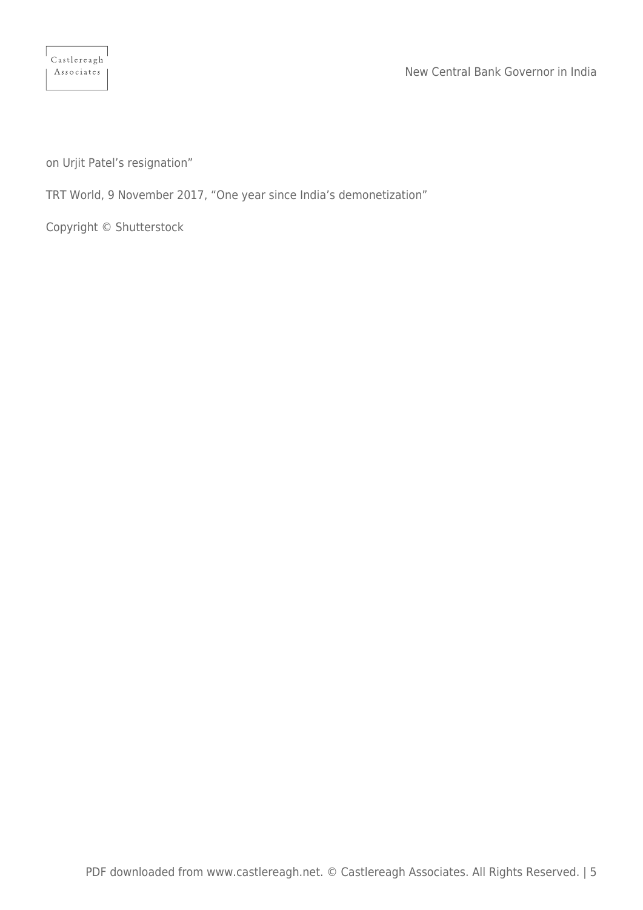on Urjit Patel’s resignation”

TRT World, 9 November 2017, “One year since India’s demonetization”

Copyright © Shutterstock